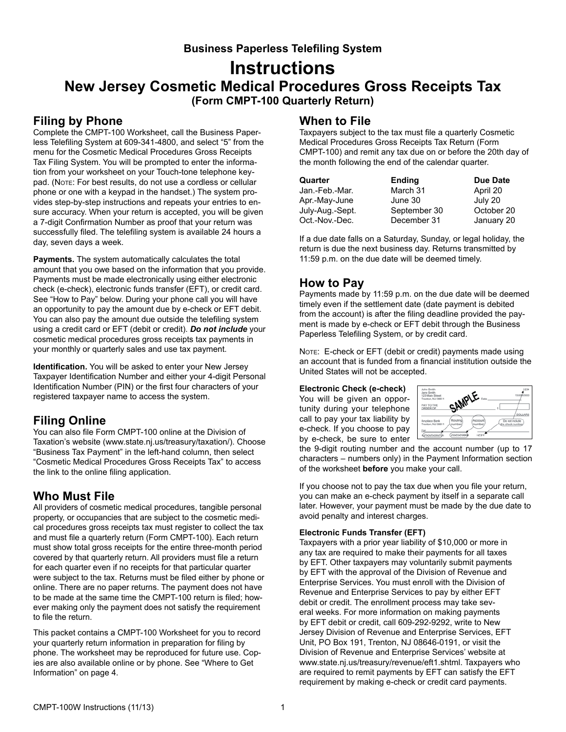**Business Paperless Telefiling System**

# Instructions

## New Jersey Cosmetic Medical Procedures Gross Receipts Tax

### (Form CMPT-100 Quarterly Return)

## Filing by Phone

Complete the CMPT-100 Worksheet, call the Business Paperless Telefiling System at 609-341-4800, and select "5" from the menu for the Cosmetic Medical Procedures Gross Receipts Tax Filing System. You will be prompted to enter the information from your worksheet on your Touch-tone telephone keypad. (Note: For best results, do not use a cordless or cellular phone or one with a keypad in the handset.) The system provides step-by-step instructions and repeats your entries to ensure accuracy. When your return is accepted, you will be given a 7-digit Confirmation Number as proof that your return was successfully filed. The telefiling system is available 24 hours a day, seven days a week.

**Payments.** The system automatically calculates the total amount that you owe based on the information that you provide. Payments must be made electronically using either electronic check (e-check), electronic funds transfer (EFT), or credit card. See "How to Pay" below. During your phone call you will have an opportunity to pay the amount due by e-check or EFT debit. You can also pay the amount due outside the telefiling system using a credit card or EFT (debit or credit). ***Do not include*** your cosmetic medical procedures gross receipts tax payments in your monthly or quarterly sales and use tax payment.

**Identification.** You will be asked to enter your New Jersey Taxpayer Identification Number and either your 4-digit Personal Identification Number (PIN) or the first four characters of your registered taxpayer name to access the system.

## Filing Online

You can also file Form CMPT-100 online at the Division of Taxation's website (www.state.nj.us/treasury/taxation/). Choose "Business Tax Payment" in the left-hand column, then select "Cosmetic Medical Procedures Gross Receipts Tax" to access the link to the online filing application.

## Who Must File

All providers of cosmetic medical procedures, tangible personal property, or occupancies that are subject to the cosmetic medical procedures gross receipts tax must register to collect the tax and must file a quarterly return (Form CMPT-100). Each return must show total gross receipts for the entire three-month period covered by that quarterly return. All providers must file a return for each quarter even if no receipts for that particular quarter were subject to the tax. Returns must be filed either by phone or online. There are no paper returns. The payment does not have to be made at the same time the CMPT-100 return is filed; however making only the payment does not satisfy the requirement to file the return.

This packet contains a CMPT-100 Worksheet for you to record your quarterly return information in preparation for filing by phone. The worksheet may be reproduced for future use. Copies are also available online or by phone. See "Where to Get Information" on page 4.

## When to File

Taxpayers subject to the tax must file a quarterly Cosmetic Medical Procedures Gross Receipts Tax Return (Form CMPT-100) and remit any tax due on or before the 20th day of the month following the end of the calendar quarter.

| Quarter | Ending | Due Date |
|---|---|---|
| Jan.-Feb.-Mar. | March 31 | April 20 |
| Apr.-May-June | June 30 | July 20 |
| July-Aug.-Sept. | September 30 | October 20 |
| Oct.-Nov.-Dec. | December 31 | January 20 |

If a due date falls on a Saturday, Sunday, or legal holiday, the return is due the next business day. Returns transmitted by 11:59 p.m. on the due date will be deemed timely.

## How to Pay

Payments made by 11:59 p.m. on the due date will be deemed timely even if the settlement date (date payment is debited from the account) is after the filing deadline provided the payment is made by e-check or EFT debit through the Business Paperless Telefiling System, or by credit card.

Note: E-check or EFT (debit or credit) payments made using an account that is funded from a financial institution outside the United States will not be accepted.

**Electronic Check (e-check)**

You will be given an opportunity during your telephone call to pay your tax liability by e-check. If you choose to pay by e-check, be sure to enter the 9-digit routing number and the account number (up to 17 characters – numbers only) in the Payment Information section of the worksheet **before** you make your call.

If you choose not to pay the tax due when you file your return, you can make an e-check payment by itself in a separate call later. However, your payment must be made by the due date to avoid penalty and interest charges.

**Electronic Funds Transfer (EFT)**

Taxpayers with a prior year liability of $10,000 or more in any tax are required to make their payments for all taxes by EFT. Other taxpayers may voluntarily submit payments by EFT with the approval of the Division of Revenue and Enterprise Services. You must enroll with the Division of Revenue and Enterprise Services to pay by either EFT debit or credit. The enrollment process may take several weeks. For more information on making payments by EFT debit or credit, call 609-292-9292, write to New Jersey Division of Revenue and Enterprise Services, EFT Unit, PO Box 191, Trenton, NJ 08646-0191, or visit the Division of Revenue and Enterprise Services' website at www.state.nj.us/treasury/revenue/eft1.shtml. Taxpayers who are required to remit payments by EFT can satisfy the EFT requirement by making e-check or credit card payments.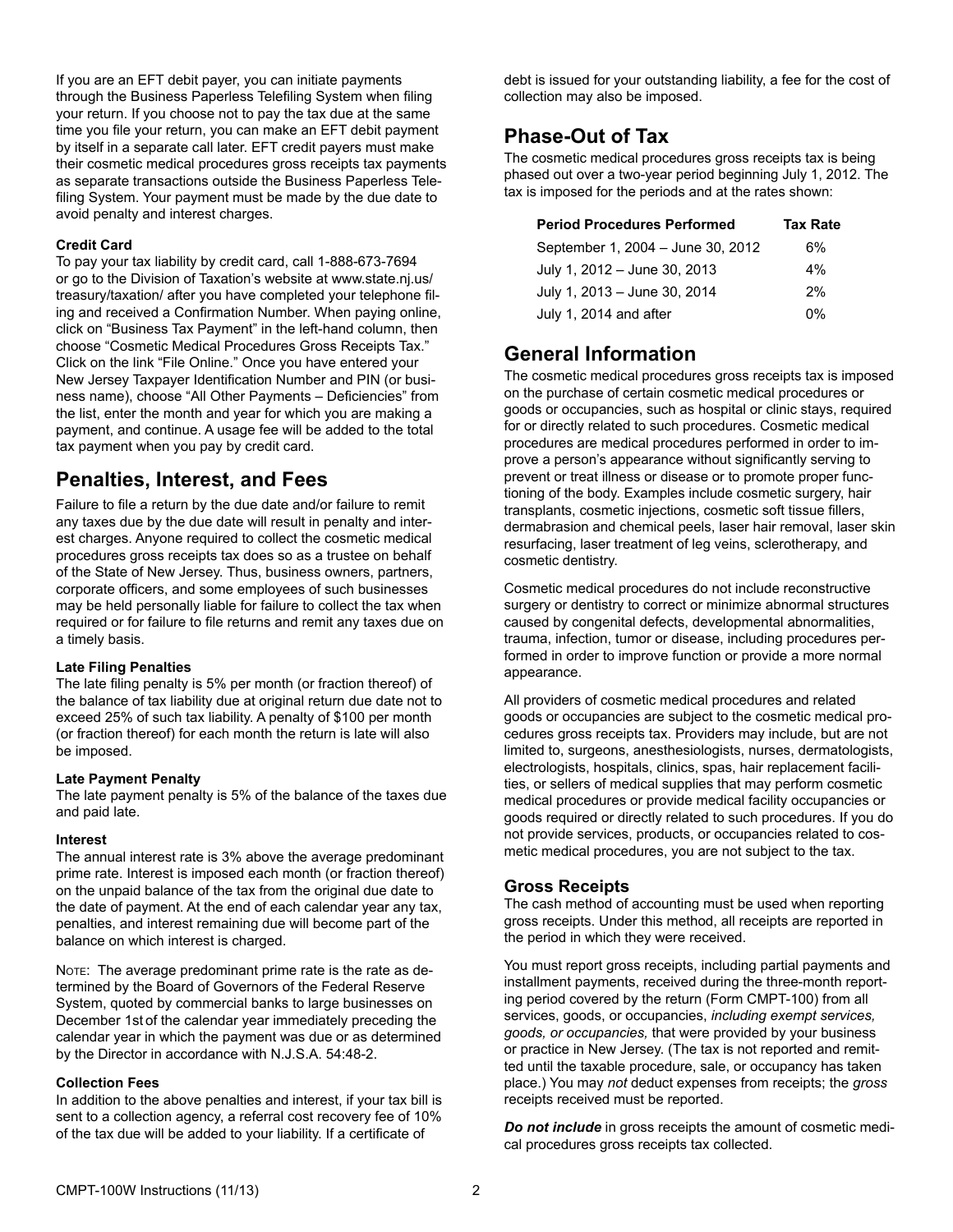If you are an EFT debit payer, you can initiate payments through the Business Paperless Telefiling System when filing your return. If you choose not to pay the tax due at the same time you file your return, you can make an EFT debit payment by itself in a separate call later. EFT credit payers must make their cosmetic medical procedures gross receipts tax payments as separate transactions outside the Business Paperless Telefiling System. Your payment must be made by the due date to avoid penalty and interest charges.

#### Credit Card

To pay your tax liability by credit card, call 1-888-673-7694 or go to the Division of Taxation's website at www.state.nj.us/treasury/taxation/ after you have completed your telephone filing and received a Confirmation Number. When paying online, click on "Business Tax Payment" in the left-hand column, then choose "Cosmetic Medical Procedures Gross Receipts Tax." Click on the link "File Online." Once you have entered your New Jersey Taxpayer Identification Number and PIN (or business name), choose "All Other Payments – Deficiencies" from the list, enter the month and year for which you are making a payment, and continue. A usage fee will be added to the total tax payment when you pay by credit card.

## Penalties, Interest, and Fees

Failure to file a return by the due date and/or failure to remit any taxes due by the due date will result in penalty and interest charges. Anyone required to collect the cosmetic medical procedures gross receipts tax does so as a trustee on behalf of the State of New Jersey. Thus, business owners, partners, corporate officers, and some employees of such businesses may be held personally liable for failure to collect the tax when required or for failure to file returns and remit any taxes due on a timely basis.

#### Late Filing Penalties

The late filing penalty is 5% per month (or fraction thereof) of the balance of tax liability due at original return due date not to exceed 25% of such tax liability. A penalty of $100 per month (or fraction thereof) for each month the return is late will also be imposed.

#### Late Payment Penalty

The late payment penalty is 5% of the balance of the taxes due and paid late.

#### Interest

The annual interest rate is 3% above the average predominant prime rate. Interest is imposed each month (or fraction thereof) on the unpaid balance of the tax from the original due date to the date of payment. At the end of each calendar year any tax, penalties, and interest remaining due will become part of the balance on which interest is charged.

Note: The average predominant prime rate is the rate as determined by the Board of Governors of the Federal Reserve System, quoted by commercial banks to large businesses on December 1st of the calendar year immediately preceding the calendar year in which the payment was due or as determined by the Director in accordance with N.J.S.A. 54:48-2.

#### Collection Fees

In addition to the above penalties and interest, if your tax bill is sent to a collection agency, a referral cost recovery fee of 10% of the tax due will be added to your liability. If a certificate of debt is issued for your outstanding liability, a fee for the cost of collection may also be imposed.

## Phase-Out of Tax

The cosmetic medical procedures gross receipts tax is being phased out over a two-year period beginning July 1, 2012. The tax is imposed for the periods and at the rates shown:

| Period Procedures Performed | Tax Rate |
| --- | --- |
| September 1, 2004 – June 30, 2012 | 6% |
| July 1, 2012 – June 30, 2013 | 4% |
| July 1, 2013 – June 30, 2014 | 2% |
| July 1, 2014 and after | 0% |

## General Information

The cosmetic medical procedures gross receipts tax is imposed on the purchase of certain cosmetic medical procedures or goods or occupancies, such as hospital or clinic stays, required for or directly related to such procedures. Cosmetic medical procedures are medical procedures performed in order to improve a person's appearance without significantly serving to prevent or treat illness or disease or to promote proper functioning of the body. Examples include cosmetic surgery, hair transplants, cosmetic injections, cosmetic soft tissue fillers, dermabrasion and chemical peels, laser hair removal, laser skin resurfacing, laser treatment of leg veins, sclerotherapy, and cosmetic dentistry.

Cosmetic medical procedures do not include reconstructive surgery or dentistry to correct or minimize abnormal structures caused by congenital defects, developmental abnormalities, trauma, infection, tumor or disease, including procedures performed in order to improve function or provide a more normal appearance.

All providers of cosmetic medical procedures and related goods or occupancies are subject to the cosmetic medical procedures gross receipts tax. Providers may include, but are not limited to, surgeons, anesthesiologists, nurses, dermatologists, electrologists, hospitals, clinics, spas, hair replacement facilities, or sellers of medical supplies that may perform cosmetic medical procedures or provide medical facility occupancies or goods required or directly related to such procedures. If you do not provide services, products, or occupancies related to cosmetic medical procedures, you are not subject to the tax.

### Gross Receipts

The cash method of accounting must be used when reporting gross receipts. Under this method, all receipts are reported in the period in which they were received.

You must report gross receipts, including partial payments and installment payments, received during the three-month reporting period covered by the return (Form CMPT-100) from all services, goods, or occupancies, *including exempt services, goods, or occupancies,* that were provided by your business or practice in New Jersey. (The tax is not reported and remitted until the taxable procedure, sale, or occupancy has taken place.) You may *not* deduct expenses from receipts; the *gross* receipts received must be reported.

***Do not include*** in gross receipts the amount of cosmetic medical procedures gross receipts tax collected.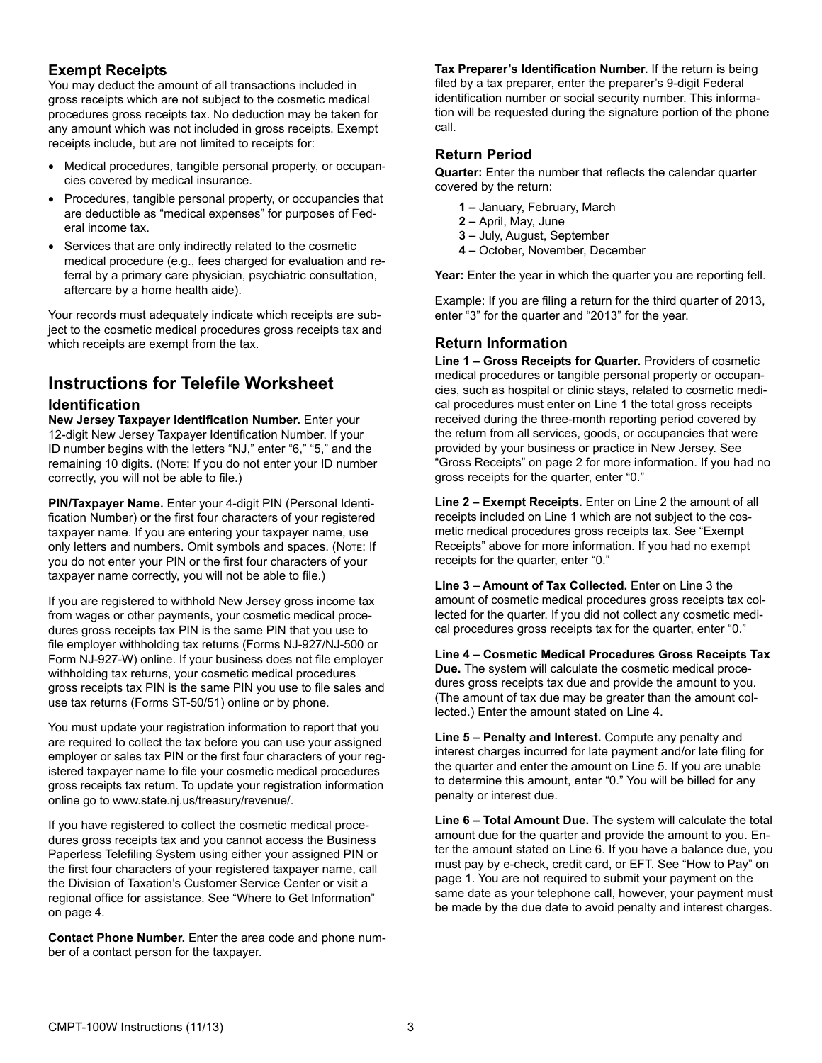## Exempt Receipts

You may deduct the amount of all transactions included in gross receipts which are not subject to the cosmetic medical procedures gross receipts tax. No deduction may be taken for any amount which was not included in gross receipts. Exempt receipts include, but are not limited to receipts for:

- Medical procedures, tangible personal property, or occupancies covered by medical insurance.
- Procedures, tangible personal property, or occupancies that are deductible as "medical expenses" for purposes of Federal income tax.
- Services that are only indirectly related to the cosmetic medical procedure (e.g., fees charged for evaluation and referral by a primary care physician, psychiatric consultation, aftercare by a home health aide).

Your records must adequately indicate which receipts are subject to the cosmetic medical procedures gross receipts tax and which receipts are exempt from the tax.

# Instructions for Telefile Worksheet

## Identification

**New Jersey Taxpayer Identification Number.** Enter your 12-digit New Jersey Taxpayer Identification Number. If your ID number begins with the letters "NJ," enter "6," "5," and the remaining 10 digits. (Note: If you do not enter your ID number correctly, you will not be able to file.)

**PIN/Taxpayer Name.** Enter your 4-digit PIN (Personal Identification Number) or the first four characters of your registered taxpayer name. If you are entering your taxpayer name, use only letters and numbers. Omit symbols and spaces. (Note: If you do not enter your PIN or the first four characters of your taxpayer name correctly, you will not be able to file.)

If you are registered to withhold New Jersey gross income tax from wages or other payments, your cosmetic medical procedures gross receipts tax PIN is the same PIN that you use to file employer withholding tax returns (Forms NJ-927/NJ-500 or Form NJ-927-W) online. If your business does not file employer withholding tax returns, your cosmetic medical procedures gross receipts tax PIN is the same PIN you use to file sales and use tax returns (Forms ST-50/51) online or by phone.

You must update your registration information to report that you are required to collect the tax before you can use your assigned employer or sales tax PIN or the first four characters of your registered taxpayer name to file your cosmetic medical procedures gross receipts tax return. To update your registration information online go to www.state.nj.us/treasury/revenue/.

If you have registered to collect the cosmetic medical procedures gross receipts tax and you cannot access the Business Paperless Telefiling System using either your assigned PIN or the first four characters of your registered taxpayer name, call the Division of Taxation's Customer Service Center or visit a regional office for assistance. See "Where to Get Information" on page 4.

**Contact Phone Number.** Enter the area code and phone number of a contact person for the taxpayer.

**Tax Preparer's Identification Number.** If the return is being filed by a tax preparer, enter the preparer's 9-digit Federal identification number or social security number. This information will be requested during the signature portion of the phone call.

## Return Period

**Quarter:** Enter the number that reflects the calendar quarter covered by the return:

- **1 –** January, February, March
- **2 –** April, May, June
- **3 –** July, August, September
- **4 –** October, November, December

**Year:** Enter the year in which the quarter you are reporting fell.

Example: If you are filing a return for the third quarter of 2013, enter "3" for the quarter and "2013" for the year.

## Return Information

**Line 1 – Gross Receipts for Quarter.** Providers of cosmetic medical procedures or tangible personal property or occupancies, such as hospital or clinic stays, related to cosmetic medical procedures must enter on Line 1 the total gross receipts received during the three-month reporting period covered by the return from all services, goods, or occupancies that were provided by your business or practice in New Jersey. See "Gross Receipts" on page 2 for more information. If you had no gross receipts for the quarter, enter "0."

**Line 2 – Exempt Receipts.** Enter on Line 2 the amount of all receipts included on Line 1 which are not subject to the cosmetic medical procedures gross receipts tax. See "Exempt Receipts" above for more information. If you had no exempt receipts for the quarter, enter "0."

**Line 3 – Amount of Tax Collected.** Enter on Line 3 the amount of cosmetic medical procedures gross receipts tax collected for the quarter. If you did not collect any cosmetic medical procedures gross receipts tax for the quarter, enter "0."

**Line 4 – Cosmetic Medical Procedures Gross Receipts Tax Due.** The system will calculate the cosmetic medical procedures gross receipts tax due and provide the amount to you. (The amount of tax due may be greater than the amount collected.) Enter the amount stated on Line 4.

**Line 5 – Penalty and Interest.** Compute any penalty and interest charges incurred for late payment and/or late filing for the quarter and enter the amount on Line 5. If you are unable to determine this amount, enter "0." You will be billed for any penalty or interest due.

**Line 6 – Total Amount Due.** The system will calculate the total amount due for the quarter and provide the amount to you. Enter the amount stated on Line 6. If you have a balance due, you must pay by e-check, credit card, or EFT. See "How to Pay" on page 1. You are not required to submit your payment on the same date as your telephone call, however, your payment must be made by the due date to avoid penalty and interest charges.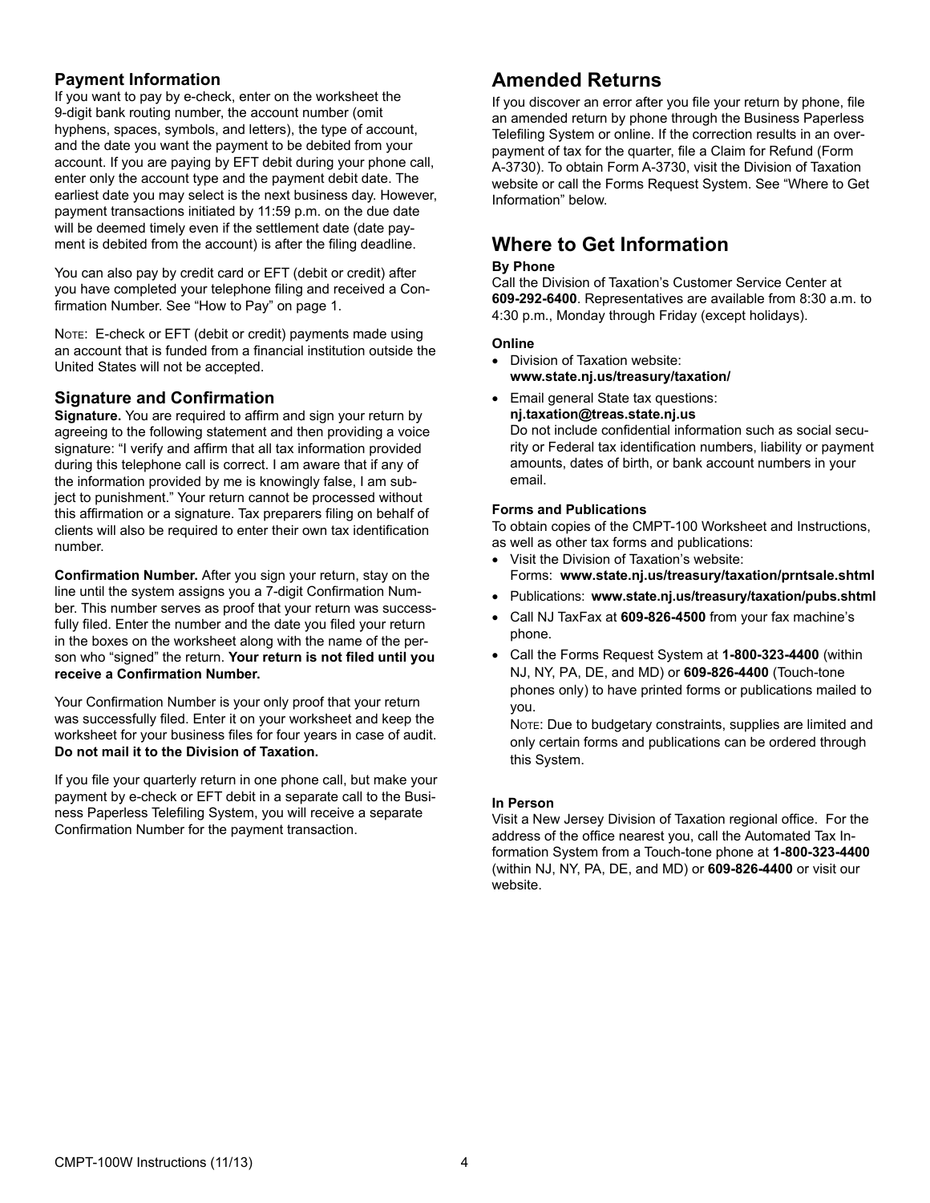### Payment Information

If you want to pay by e-check, enter on the worksheet the 9-digit bank routing number, the account number (omit hyphens, spaces, symbols, and letters), the type of account, and the date you want the payment to be debited from your account. If you are paying by EFT debit during your phone call, enter only the account type and the payment debit date. The earliest date you may select is the next business day. However, payment transactions initiated by 11:59 p.m. on the due date will be deemed timely even if the settlement date (date payment is debited from the account) is after the filing deadline.

You can also pay by credit card or EFT (debit or credit) after you have completed your telephone filing and received a Confirmation Number. See "How to Pay" on page 1.

Note: E-check or EFT (debit or credit) payments made using an account that is funded from a financial institution outside the United States will not be accepted.

### Signature and Confirmation

**Signature.** You are required to affirm and sign your return by agreeing to the following statement and then providing a voice signature: "I verify and affirm that all tax information provided during this telephone call is correct. I am aware that if any of the information provided by me is knowingly false, I am subject to punishment." Your return cannot be processed without this affirmation or a signature. Tax preparers filing on behalf of clients will also be required to enter their own tax identification number.

**Confirmation Number.** After you sign your return, stay on the line until the system assigns you a 7-digit Confirmation Number. This number serves as proof that your return was successfully filed. Enter the number and the date you filed your return in the boxes on the worksheet along with the name of the person who "signed" the return. **Your return is not filed until you receive a Confirmation Number.**

Your Confirmation Number is your only proof that your return was successfully filed. Enter it on your worksheet and keep the worksheet for your business files for four years in case of audit. **Do not mail it to the Division of Taxation.**

If you file your quarterly return in one phone call, but make your payment by e-check or EFT debit in a separate call to the Business Paperless Telefiling System, you will receive a separate Confirmation Number for the payment transaction.

## Amended Returns

If you discover an error after you file your return by phone, file an amended return by phone through the Business Paperless Telefiling System or online. If the correction results in an overpayment of tax for the quarter, file a Claim for Refund (Form A-3730). To obtain Form A-3730, visit the Division of Taxation website or call the Forms Request System. See "Where to Get Information" below.

## Where to Get Information

**By Phone**

Call the Division of Taxation's Customer Service Center at **609-292-6400**. Representatives are available from 8:30 a.m. to 4:30 p.m., Monday through Friday (except holidays).

**Online**

- Division of Taxation website: **www.state.nj.us/treasury/taxation/**
- Email general State tax questions: **nj.taxation@treas.state.nj.us**
  Do not include confidential information such as social security or Federal tax identification numbers, liability or payment amounts, dates of birth, or bank account numbers in your email.

**Forms and Publications**

To obtain copies of the CMPT-100 Worksheet and Instructions, as well as other tax forms and publications:

- Visit the Division of Taxation's website:
  Forms: **www.state.nj.us/treasury/taxation/prntsale.shtml**
- Publications: **www.state.nj.us/treasury/taxation/pubs.shtml**
- Call NJ TaxFax at **609-826-4500** from your fax machine's phone.
- Call the Forms Request System at **1-800-323-4400** (within NJ, NY, PA, DE, and MD) or **609-826-4400** (Touch-tone phones only) to have printed forms or publications mailed to you.
  Note: Due to budgetary constraints, supplies are limited and only certain forms and publications can be ordered through this System.

**In Person**

Visit a New Jersey Division of Taxation regional office. For the address of the office nearest you, call the Automated Tax Information System from a Touch-tone phone at **1-800-323-4400** (within NJ, NY, PA, DE, and MD) or **609-826-4400** or visit our website.